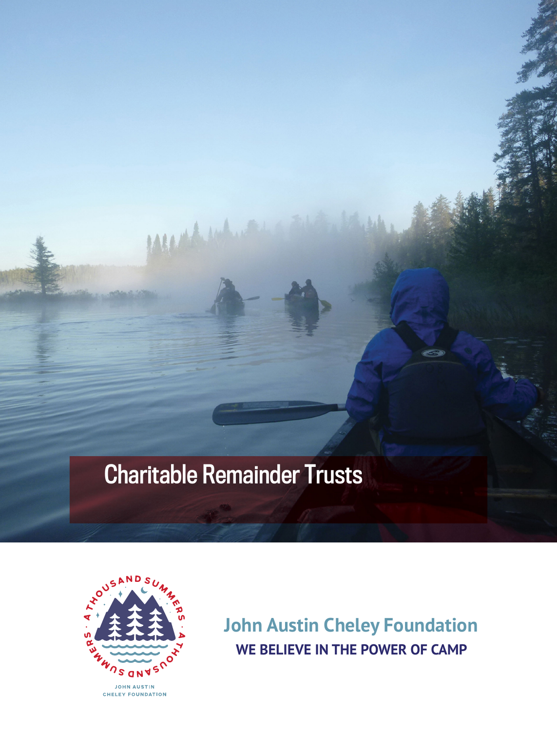# Charitable Remainder Trusts

A THOUSAND SUMMERS · A THOUSAND SUMMERS ·

JOHN AUSTIN CHELEY FOUNDATION

## John Austin Cheley Foundation

**WE BELIEVE IN THE POWER OF CAMP**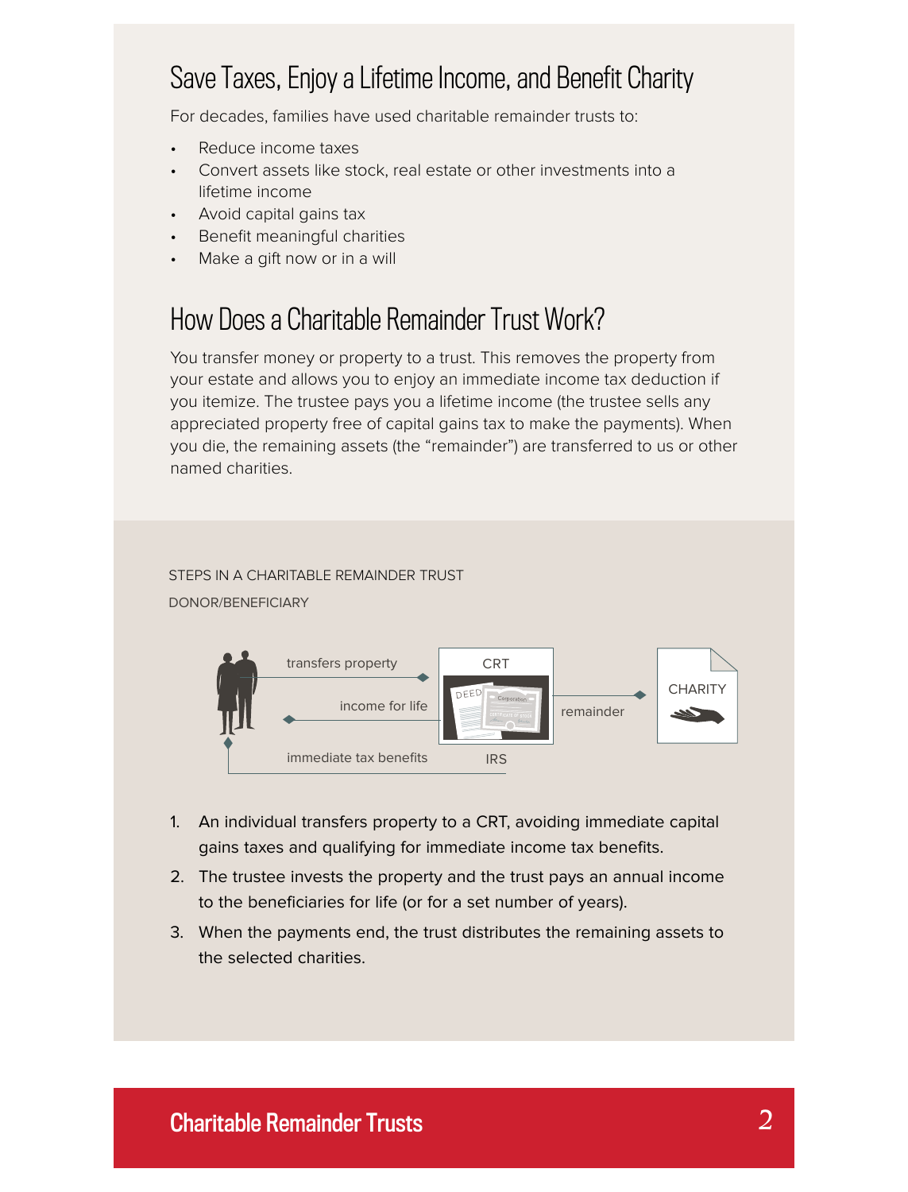## Save Taxes, Enjoy a Lifetime Income, and Benefit Charity

For decades, families have used charitable remainder trusts to:

- Reduce income taxes
- Convert assets like stock, real estate or other investments into a lifetime income
- Avoid capital gains tax
- Benefit meaningful charities
- Make a gift now or in a will

## How Does a Charitable Remainder Trust Work?

You transfer money or property to a trust. This removes the property from your estate and allows you to enjoy an immediate income tax deduction if you itemize. The trustee pays you a lifetime income (the trustee sells any appreciated property free of capital gains tax to make the payments). When you die, the remaining assets (the "remainder") are transferred to us or other named charities.

STEPS IN A CHARITABLE REMAINDER TRUST

DONOR/BENEFICIARY

transfers property

CRT

income for life

remainder

CHARITY

immediate tax benefits

IRS

1. An individual transfers property to a CRT, avoiding immediate capital gains taxes and qualifying for immediate income tax benefits.
2. The trustee invests the property and the trust pays an annual income to the beneficiaries for life (or for a set number of years).
3. When the payments end, the trust distributes the remaining assets to the selected charities.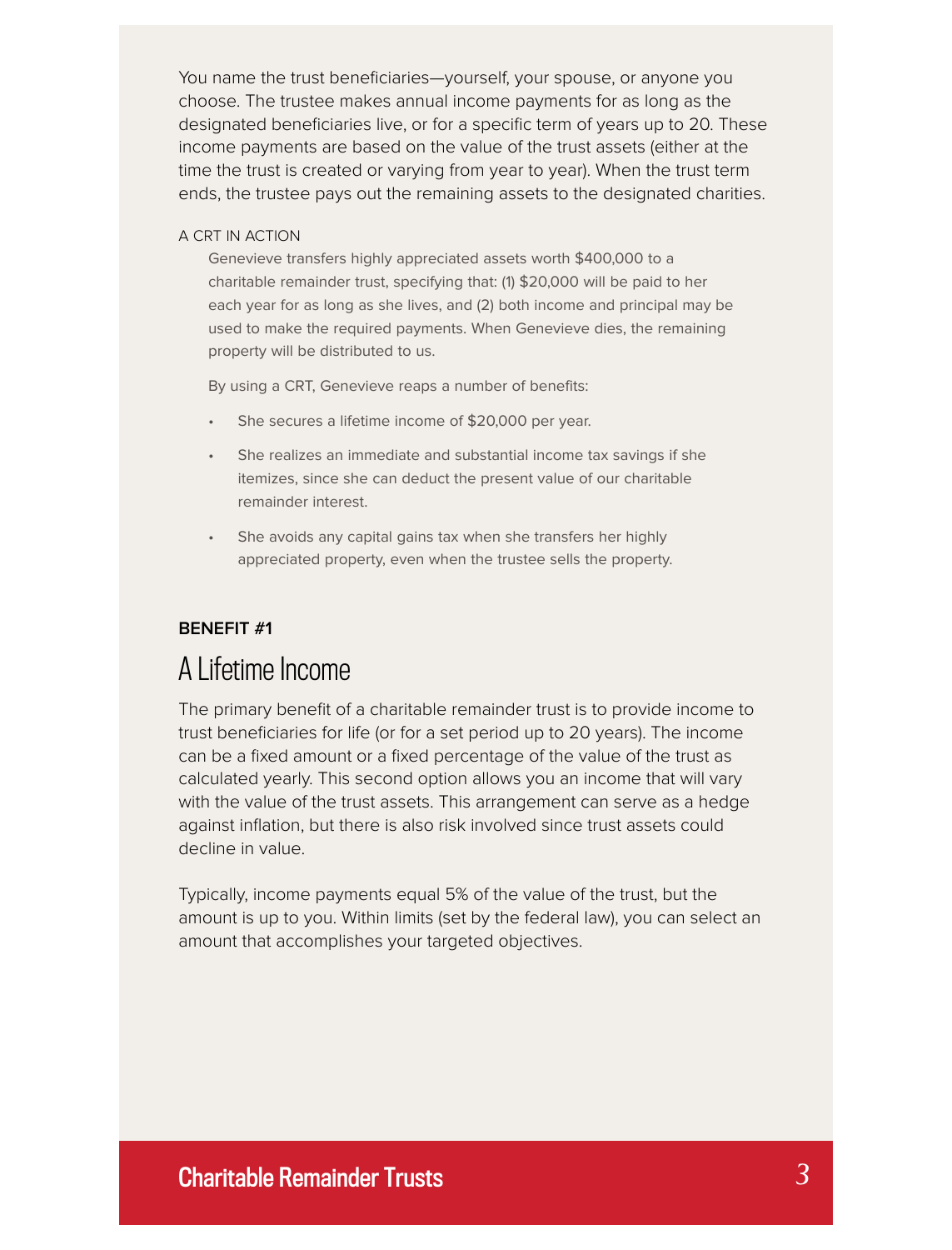You name the trust beneficiaries—yourself, your spouse, or anyone you choose. The trustee makes annual income payments for as long as the designated beneficiaries live, or for a specific term of years up to 20. These income payments are based on the value of the trust assets (either at the time the trust is created or varying from year to year). When the trust term ends, the trustee pays out the remaining assets to the designated charities.

A CRT IN ACTION

> Genevieve transfers highly appreciated assets worth $400,000 to a charitable remainder trust, specifying that: (1) $20,000 will be paid to her each year for as long as she lives, and (2) both income and principal may be used to make the required payments. When Genevieve dies, the remaining property will be distributed to us.
>
> By using a CRT, Genevieve reaps a number of benefits:
>
> - She secures a lifetime income of $20,000 per year.
> - She realizes an immediate and substantial income tax savings if she itemizes, since she can deduct the present value of our charitable remainder interest.
> - She avoids any capital gains tax when she transfers her highly appreciated property, even when the trustee sells the property.

**BENEFIT #1**

## A Lifetime Income

The primary benefit of a charitable remainder trust is to provide income to trust beneficiaries for life (or for a set period up to 20 years). The income can be a fixed amount or a fixed percentage of the value of the trust as calculated yearly. This second option allows you an income that will vary with the value of the trust assets. This arrangement can serve as a hedge against inflation, but there is also risk involved since trust assets could decline in value.

Typically, income payments equal 5% of the value of the trust, but the amount is up to you. Within limits (set by the federal law), you can select an amount that accomplishes your targeted objectives.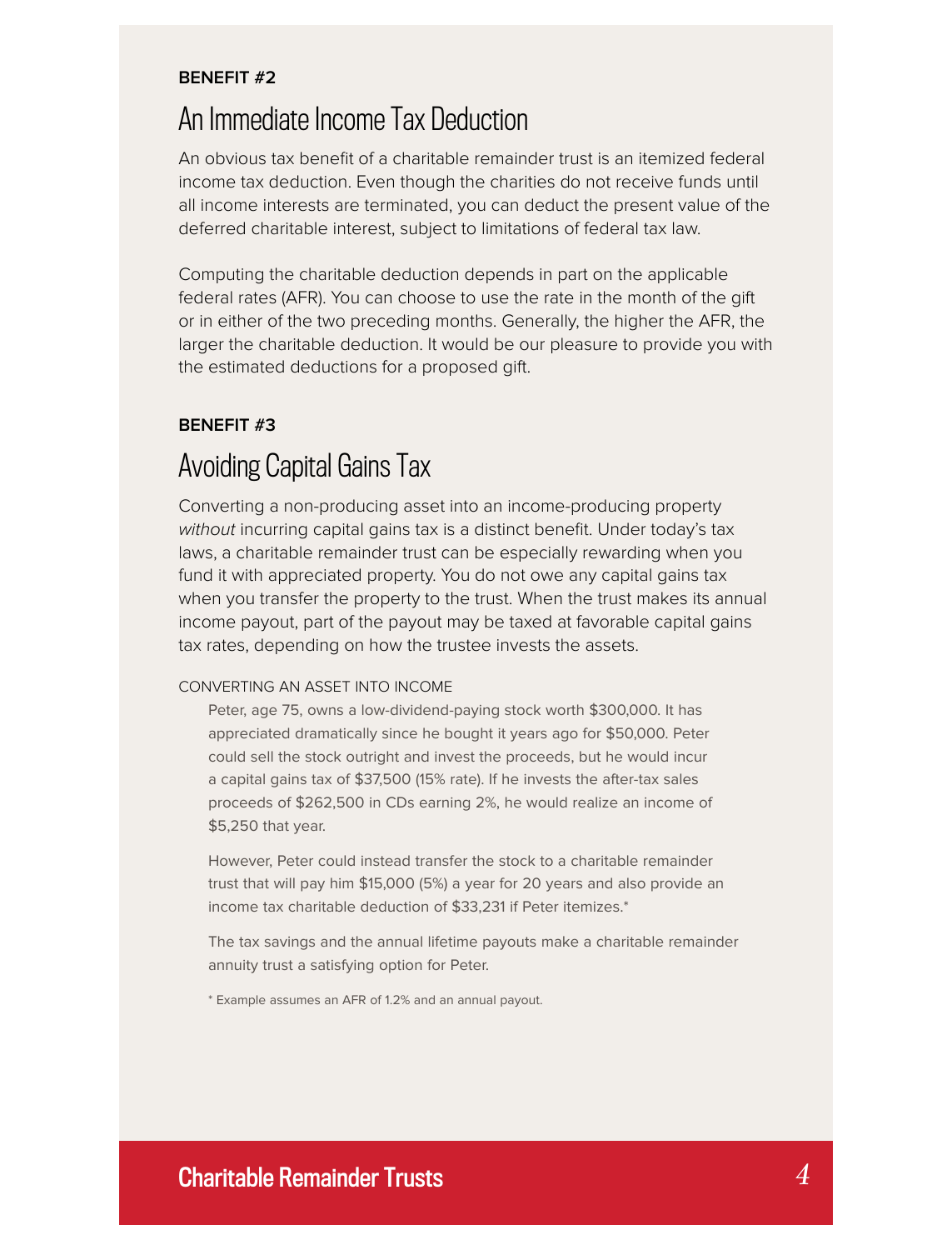**BENEFIT #2**

## An Immediate Income Tax Deduction

An obvious tax benefit of a charitable remainder trust is an itemized federal income tax deduction. Even though the charities do not receive funds until all income interests are terminated, you can deduct the present value of the deferred charitable interest, subject to limitations of federal tax law.

Computing the charitable deduction depends in part on the applicable federal rates (AFR). You can choose to use the rate in the month of the gift or in either of the two preceding months. Generally, the higher the AFR, the larger the charitable deduction. It would be our pleasure to provide you with the estimated deductions for a proposed gift.

**BENEFIT #3**

## Avoiding Capital Gains Tax

Converting a non-producing asset into an income-producing property *without* incurring capital gains tax is a distinct benefit. Under today's tax laws, a charitable remainder trust can be especially rewarding when you fund it with appreciated property. You do not owe any capital gains tax when you transfer the property to the trust. When the trust makes its annual income payout, part of the payout may be taxed at favorable capital gains tax rates, depending on how the trustee invests the assets.

### CONVERTING AN ASSET INTO INCOME

Peter, age 75, owns a low-dividend-paying stock worth $300,000. It has appreciated dramatically since he bought it years ago for $50,000. Peter could sell the stock outright and invest the proceeds, but he would incur a capital gains tax of $37,500 (15% rate). If he invests the after-tax sales proceeds of $262,500 in CDs earning 2%, he would realize an income of $5,250 that year.

However, Peter could instead transfer the stock to a charitable remainder trust that will pay him $15,000 (5%) a year for 20 years and also provide an income tax charitable deduction of $33,231 if Peter itemizes.*

The tax savings and the annual lifetime payouts make a charitable remainder annuity trust a satisfying option for Peter.

\* Example assumes an AFR of 1.2% and an annual payout.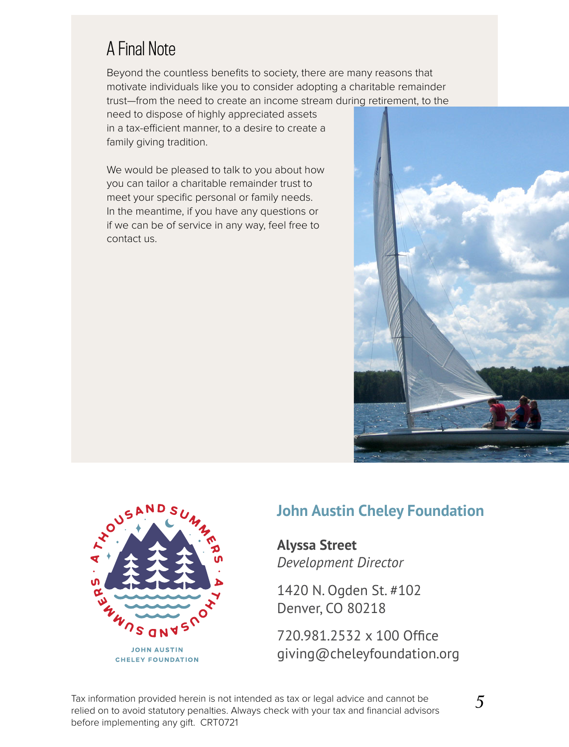## A Final Note

Beyond the countless benefits to society, there are many reasons that motivate individuals like you to consider adopting a charitable remainder trust—from the need to create an income stream during retirement, to the need to dispose of highly appreciated assets in a tax-efficient manner, to a desire to create a family giving tradition.

We would be pleased to talk to you about how you can tailor a charitable remainder trust to meet your specific personal or family needs. In the meantime, if you have any questions or if we can be of service in any way, feel free to contact us.

A THOUSAND SUMMERS · A THOUSAND SUMMERS ·

JOHN AUSTIN CHELEY FOUNDATION

### John Austin Cheley Foundation

**Alyssa Street**
*Development Director*

1420 N. Ogden St. #102
Denver, CO 80218

720.981.2532 x 100 Office
giving@cheleyfoundation.org

Tax information provided herein is not intended as tax or legal advice and cannot be relied on to avoid statutory penalties. Always check with your tax and financial advisors before implementing any gift. CRT0721